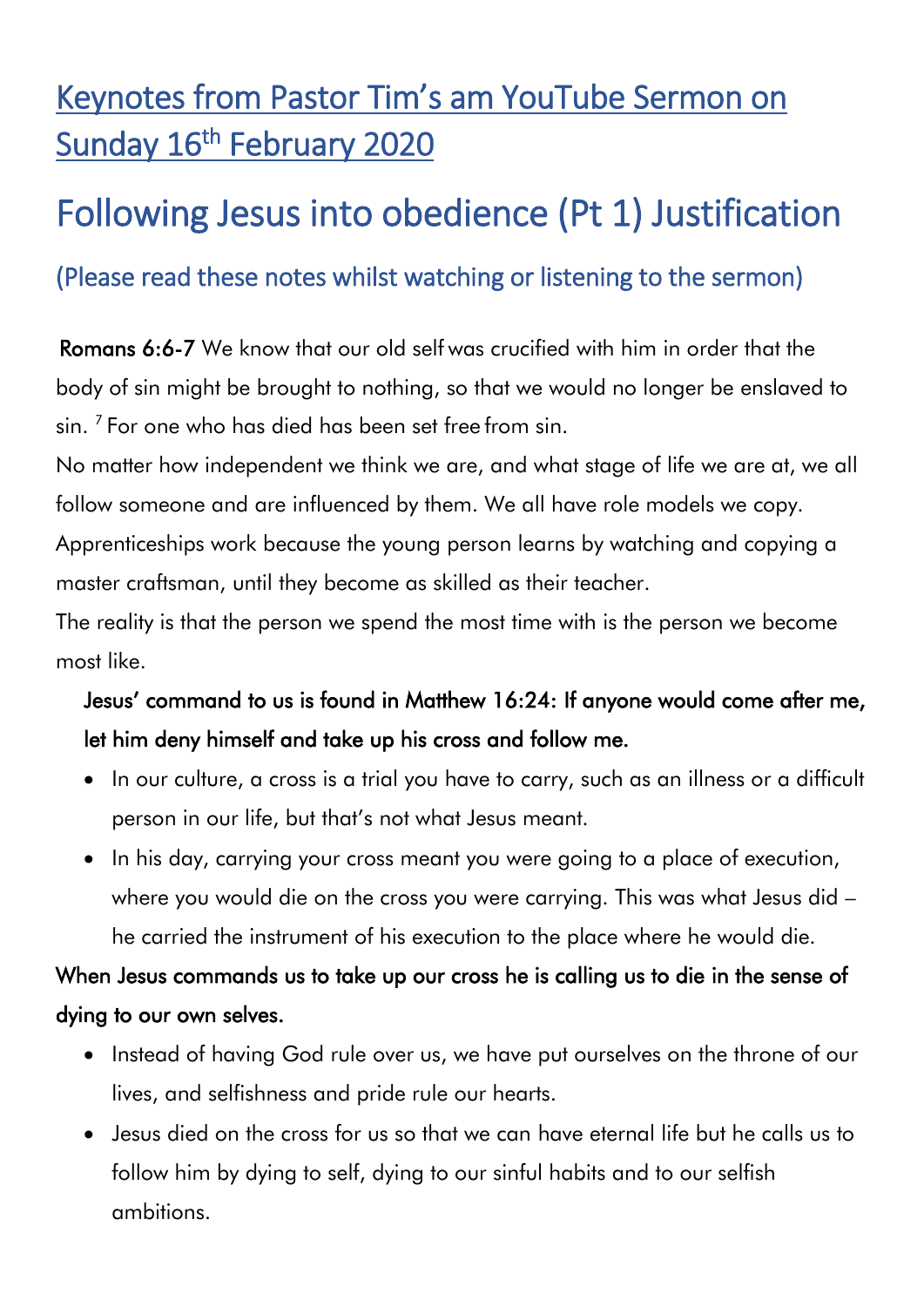# Keynotes from Pastor Tim's am YouTube Sermon on Sunday 16th February 2020

# Following Jesus into obedience (Pt 1) Justification

## (Please read these notes whilst watching or listening to the sermon)

**Romans 6:6-7** We know that our old self was crucified with him in order that the body of sin might be brought to nothing, so that we would no longer be enslaved to sin. [7] For one who has died has been set free from sin.

No matter how independent we think we are, and what stage of life we are at, we all follow someone and are influenced by them. We all have role models we copy. Apprenticeships work because the young person learns by watching and copying a master craftsman, until they become as skilled as their teacher.

The reality is that the person we spend the most time with is the person we become most like.

**Jesus' command to us is found in Matthew 16:24: If anyone would come after me, let him deny himself and take up his cross and follow me.**

- In our culture, a cross is a trial you have to carry, such as an illness or a difficult person in our life, but that's not what Jesus meant.
- In his day, carrying your cross meant you were going to a place of execution, where you would die on the cross you were carrying. This was what Jesus did – he carried the instrument of his execution to the place where he would die.

**When Jesus commands us to take up our cross he is calling us to die in the sense of dying to our own selves.**

- Instead of having God rule over us, we have put ourselves on the throne of our lives, and selfishness and pride rule our hearts.
- Jesus died on the cross for us so that we can have eternal life but he calls us to follow him by dying to self, dying to our sinful habits and to our selfish ambitions.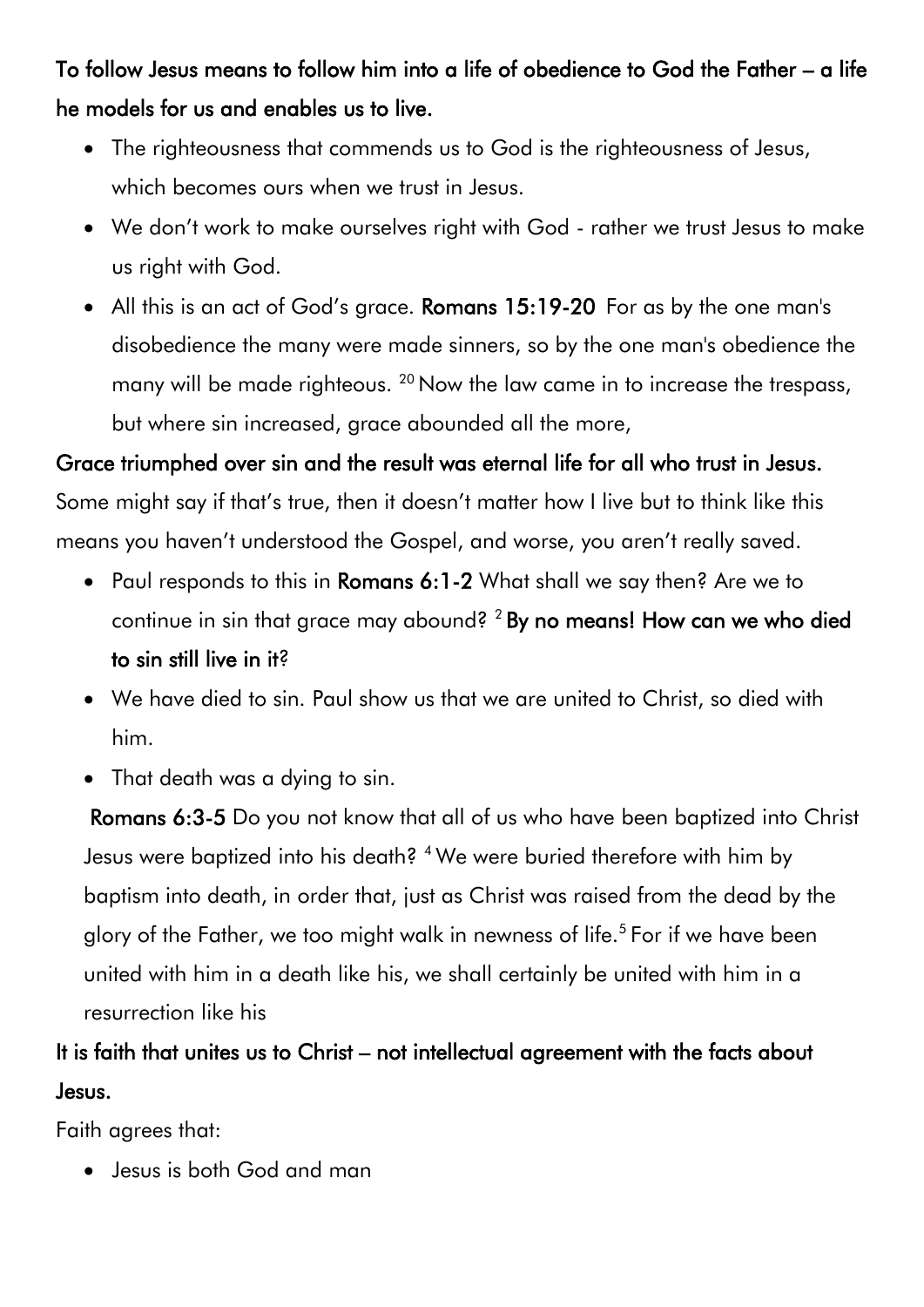**To follow Jesus means to follow him into a life of obedience to God the Father – a life he models for us and enables us to live.**

- The righteousness that commends us to God is the righteousness of Jesus, which becomes ours when we trust in Jesus.
- We don't work to make ourselves right with God - rather we trust Jesus to make us right with God.
- All this is an act of God's grace. **Romans 15:19-20** For as by the one man's disobedience the many were made sinners, so by the one man's obedience the many will be made righteous. [20] Now the law came in to increase the trespass, but where sin increased, grace abounded all the more,

**Grace triumphed over sin and the result was eternal life for all who trust in Jesus.**

Some might say if that's true, then it doesn't matter how I live but to think like this means you haven't understood the Gospel, and worse, you aren't really saved.

- Paul responds to this in **Romans 6:1-2** What shall we say then? Are we to continue in sin that grace may abound? [2] **By no means! How can we who died to sin still live in it**?
- We have died to sin. Paul show us that we are united to Christ, so died with him.
- That death was a dying to sin.

**Romans 6:3-5** Do you not know that all of us who have been baptized into Christ Jesus were baptized into his death? [4] We were buried therefore with him by baptism into death, in order that, just as Christ was raised from the dead by the glory of the Father, we too might walk in newness of life.[5] For if we have been united with him in a death like his, we shall certainly be united with him in a resurrection like his

**It is faith that unites us to Christ – not intellectual agreement with the facts about Jesus.**

Faith agrees that:

- Jesus is both God and man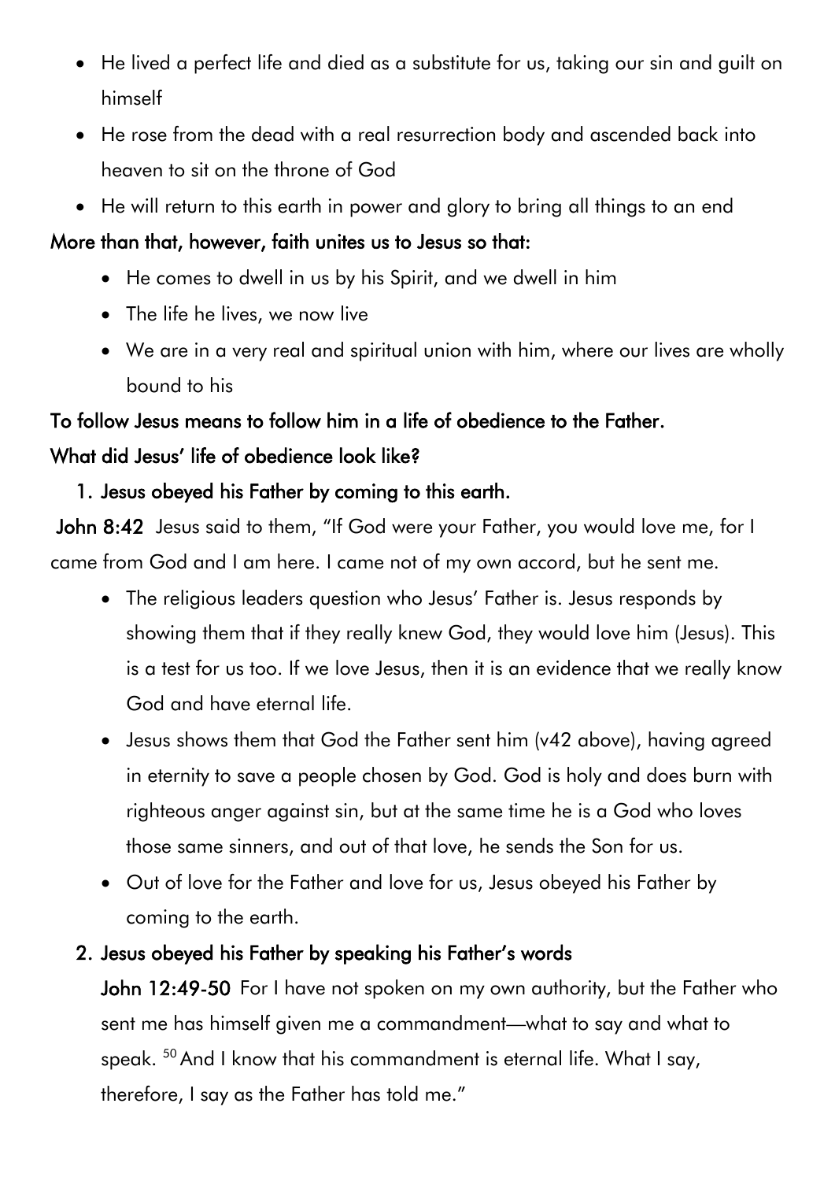- He lived a perfect life and died as a substitute for us, taking our sin and guilt on himself
- He rose from the dead with a real resurrection body and ascended back into heaven to sit on the throne of God
- He will return to this earth in power and glory to bring all things to an end

**More than that, however, faith unites us to Jesus so that:**

- He comes to dwell in us by his Spirit, and we dwell in him
- The life he lives, we now live
- We are in a very real and spiritual union with him, where our lives are wholly bound to his

**To follow Jesus means to follow him in a life of obedience to the Father.**

**What did Jesus' life of obedience look like?**

1. **Jesus obeyed his Father by coming to this earth.**

**John 8:42** Jesus said to them, "If God were your Father, you would love me, for I came from God and I am here. I came not of my own accord, but he sent me.

- The religious leaders question who Jesus' Father is. Jesus responds by showing them that if they really knew God, they would love him (Jesus). This is a test for us too. If we love Jesus, then it is an evidence that we really know God and have eternal life.
- Jesus shows them that God the Father sent him (v42 above), having agreed in eternity to save a people chosen by God. God is holy and does burn with righteous anger against sin, but at the same time he is a God who loves those same sinners, and out of that love, he sends the Son for us.
- Out of love for the Father and love for us, Jesus obeyed his Father by coming to the earth.

2. **Jesus obeyed his Father by speaking his Father's words**

   **John 12:49-50** For I have not spoken on my own authority, but the Father who sent me has himself given me a commandment—what to say and what to speak. [50] And I know that his commandment is eternal life. What I say, therefore, I say as the Father has told me."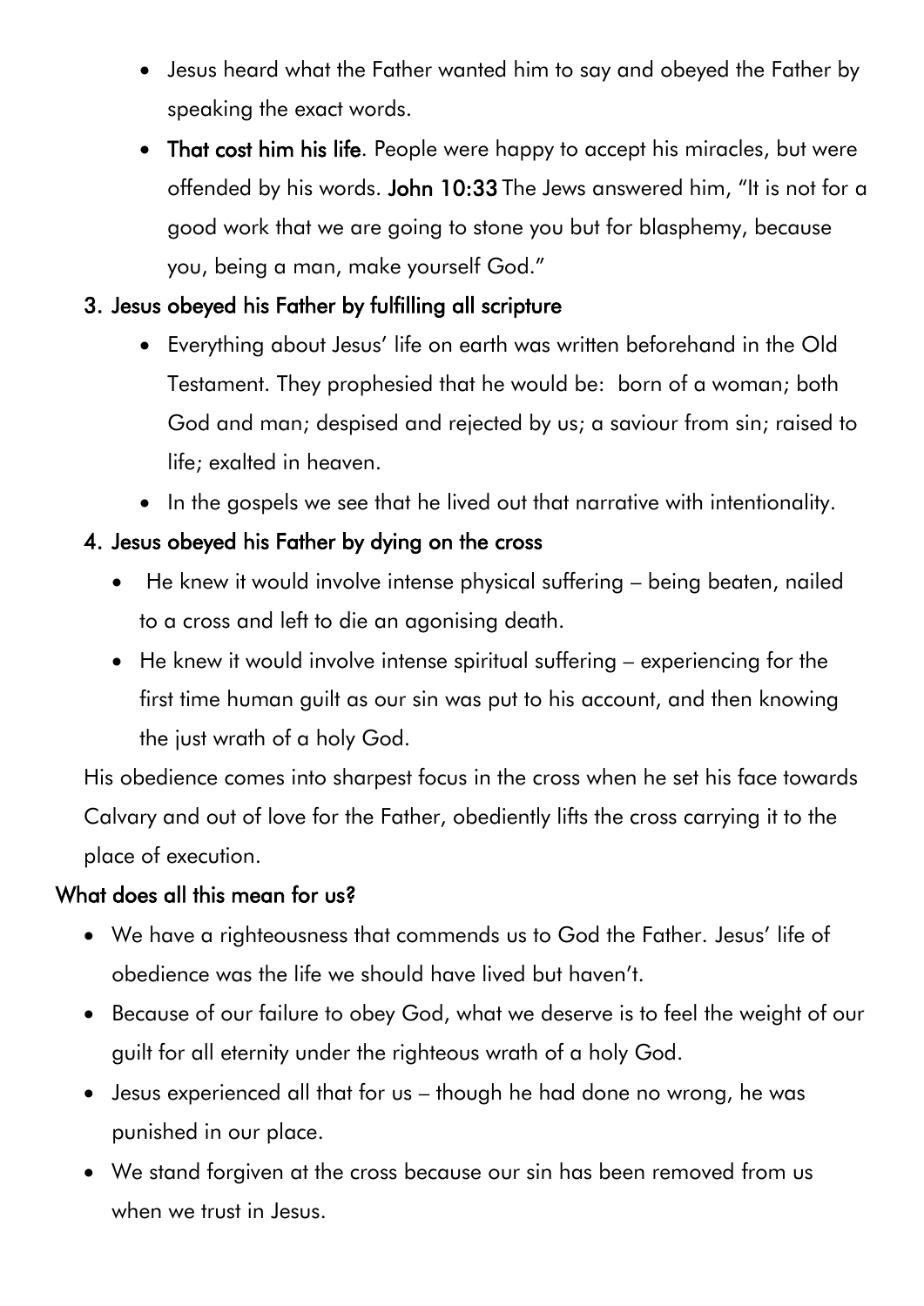- Jesus heard what the Father wanted him to say and obeyed the Father by speaking the exact words.
- **That cost him his life**. People were happy to accept his miracles, but were offended by his words. **John 10:33** The Jews answered him, "It is not for a good work that we are going to stone you but for blasphemy, because you, being a man, make yourself God."

3. **Jesus obeyed his Father by fulfilling all scripture**
   - Everything about Jesus' life on earth was written beforehand in the Old Testament. They prophesied that he would be: born of a woman; both God and man; despised and rejected by us; a saviour from sin; raised to life; exalted in heaven.
   - In the gospels we see that he lived out that narrative with intentionality.

4. **Jesus obeyed his Father by dying on the cross**
   - He knew it would involve intense physical suffering – being beaten, nailed to a cross and left to die an agonising death.
   - He knew it would involve intense spiritual suffering – experiencing for the first time human guilt as our sin was put to his account, and then knowing the just wrath of a holy God.

His obedience comes into sharpest focus in the cross when he set his face towards Calvary and out of love for the Father, obediently lifts the cross carrying it to the place of execution.

**What does all this mean for us?**

- We have a righteousness that commends us to God the Father. Jesus' life of obedience was the life we should have lived but haven't.
- Because of our failure to obey God, what we deserve is to feel the weight of our guilt for all eternity under the righteous wrath of a holy God.
- Jesus experienced all that for us – though he had done no wrong, he was punished in our place.
- We stand forgiven at the cross because our sin has been removed from us when we trust in Jesus.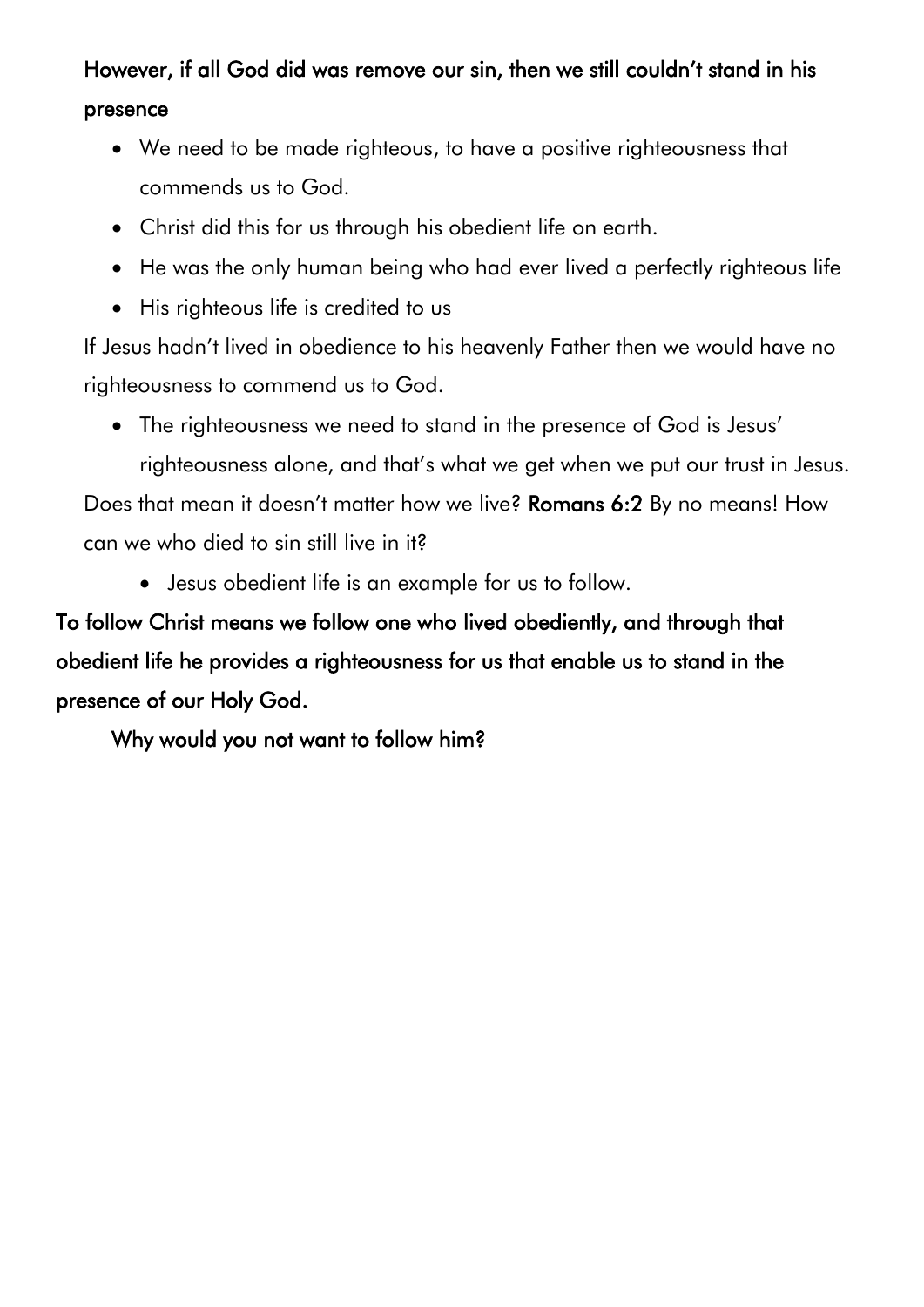**However, if all God did was remove our sin, then we still couldn't stand in his presence**

- We need to be made righteous, to have a positive righteousness that commends us to God.
- Christ did this for us through his obedient life on earth.
- He was the only human being who had ever lived a perfectly righteous life
- His righteous life is credited to us

If Jesus hadn't lived in obedience to his heavenly Father then we would have no righteousness to commend us to God.

- The righteousness we need to stand in the presence of God is Jesus' righteousness alone, and that's what we get when we put our trust in Jesus.

Does that mean it doesn't matter how we live? **Romans 6:2** By no means! How can we who died to sin still live in it?

- Jesus obedient life is an example for us to follow.

**To follow Christ means we follow one who lived obediently, and through that obedient life he provides a righteousness for us that enable us to stand in the presence of our Holy God.**

**Why would you not want to follow him?**